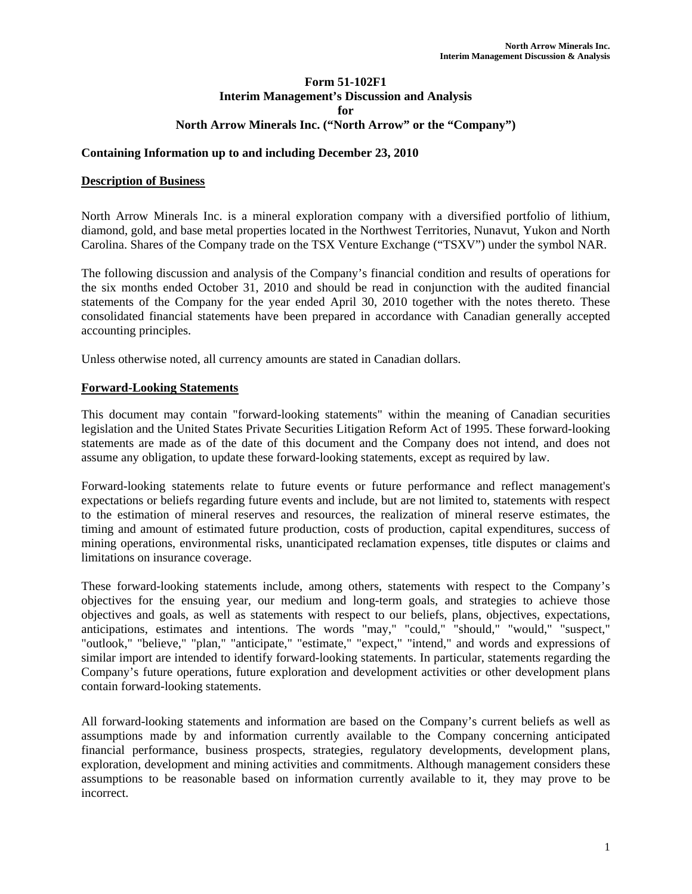# Form 51-102F1
# Interim Management's Discussion and Analysis
# for
# North Arrow Minerals Inc. ("North Arrow" or the "Company")

**Containing Information up to and including December 23, 2010**

## Description of Business

North Arrow Minerals Inc. is a mineral exploration company with a diversified portfolio of lithium, diamond, gold, and base metal properties located in the Northwest Territories, Nunavut, Yukon and North Carolina. Shares of the Company trade on the TSX Venture Exchange ("TSXV") under the symbol NAR.

The following discussion and analysis of the Company's financial condition and results of operations for the six months ended October 31, 2010 and should be read in conjunction with the audited financial statements of the Company for the year ended April 30, 2010 together with the notes thereto. These consolidated financial statements have been prepared in accordance with Canadian generally accepted accounting principles.

Unless otherwise noted, all currency amounts are stated in Canadian dollars.

## Forward-Looking Statements

This document may contain "forward-looking statements" within the meaning of Canadian securities legislation and the United States Private Securities Litigation Reform Act of 1995. These forward-looking statements are made as of the date of this document and the Company does not intend, and does not assume any obligation, to update these forward-looking statements, except as required by law.

Forward-looking statements relate to future events or future performance and reflect management's expectations or beliefs regarding future events and include, but are not limited to, statements with respect to the estimation of mineral reserves and resources, the realization of mineral reserve estimates, the timing and amount of estimated future production, costs of production, capital expenditures, success of mining operations, environmental risks, unanticipated reclamation expenses, title disputes or claims and limitations on insurance coverage.

These forward-looking statements include, among others, statements with respect to the Company's objectives for the ensuing year, our medium and long-term goals, and strategies to achieve those objectives and goals, as well as statements with respect to our beliefs, plans, objectives, expectations, anticipations, estimates and intentions. The words "may," "could," "should," "would," "suspect," "outlook," "believe," "plan," "anticipate," "estimate," "expect," "intend," and words and expressions of similar import are intended to identify forward-looking statements. In particular, statements regarding the Company's future operations, future exploration and development activities or other development plans contain forward-looking statements.

All forward-looking statements and information are based on the Company's current beliefs as well as assumptions made by and information currently available to the Company concerning anticipated financial performance, business prospects, strategies, regulatory developments, development plans, exploration, development and mining activities and commitments. Although management considers these assumptions to be reasonable based on information currently available to it, they may prove to be incorrect.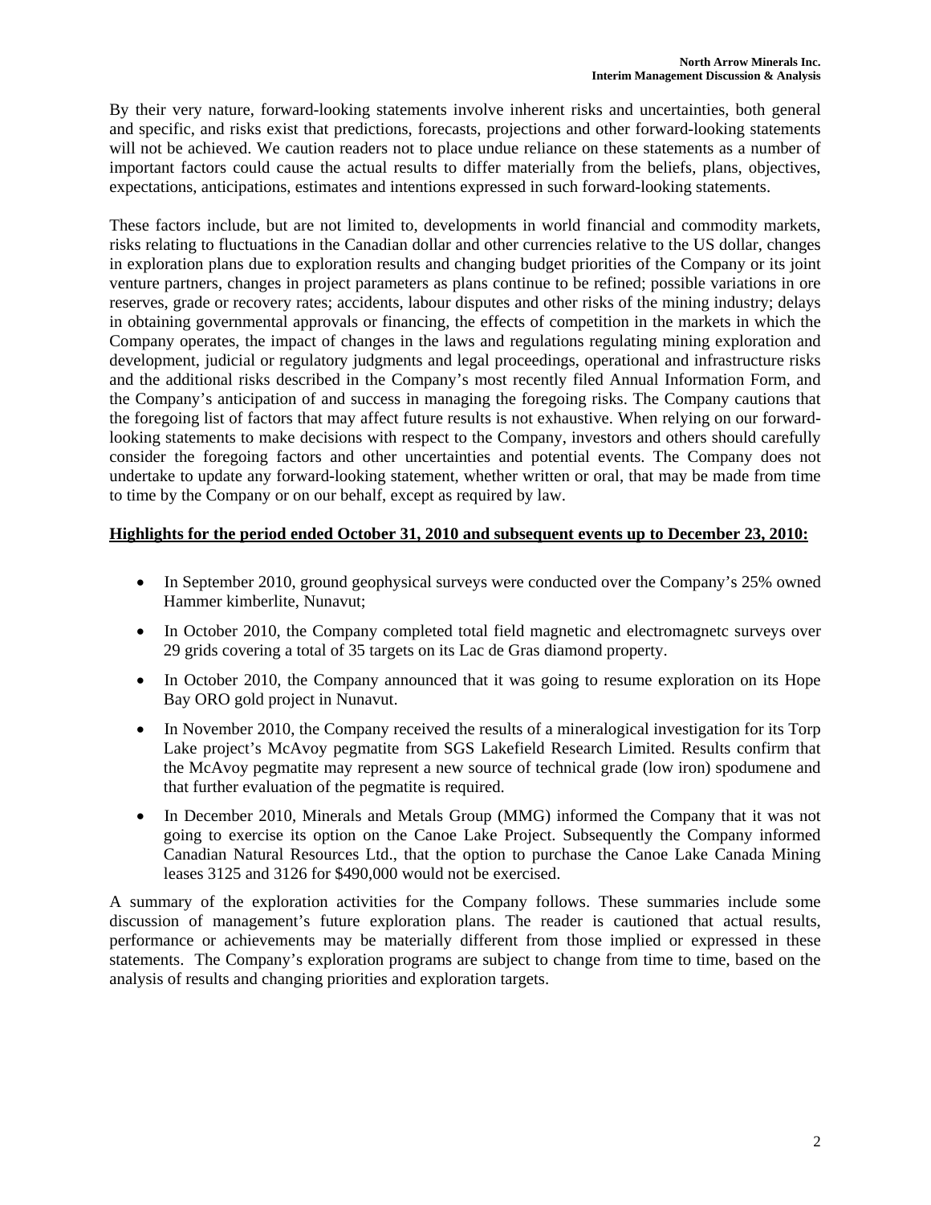By their very nature, forward-looking statements involve inherent risks and uncertainties, both general and specific, and risks exist that predictions, forecasts, projections and other forward-looking statements will not be achieved. We caution readers not to place undue reliance on these statements as a number of important factors could cause the actual results to differ materially from the beliefs, plans, objectives, expectations, anticipations, estimates and intentions expressed in such forward-looking statements.

These factors include, but are not limited to, developments in world financial and commodity markets, risks relating to fluctuations in the Canadian dollar and other currencies relative to the US dollar, changes in exploration plans due to exploration results and changing budget priorities of the Company or its joint venture partners, changes in project parameters as plans continue to be refined; possible variations in ore reserves, grade or recovery rates; accidents, labour disputes and other risks of the mining industry; delays in obtaining governmental approvals or financing, the effects of competition in the markets in which the Company operates, the impact of changes in the laws and regulations regulating mining exploration and development, judicial or regulatory judgments and legal proceedings, operational and infrastructure risks and the additional risks described in the Company's most recently filed Annual Information Form, and the Company's anticipation of and success in managing the foregoing risks. The Company cautions that the foregoing list of factors that may affect future results is not exhaustive. When relying on our forward-looking statements to make decisions with respect to the Company, investors and others should carefully consider the foregoing factors and other uncertainties and potential events. The Company does not undertake to update any forward-looking statement, whether written or oral, that may be made from time to time by the Company or on our behalf, except as required by law.

**Highlights for the period ended October 31, 2010 and subsequent events up to December 23, 2010:**

- In September 2010, ground geophysical surveys were conducted over the Company's 25% owned Hammer kimberlite, Nunavut;
- In October 2010, the Company completed total field magnetic and electromagnetc surveys over 29 grids covering a total of 35 targets on its Lac de Gras diamond property.
- In October 2010, the Company announced that it was going to resume exploration on its Hope Bay ORO gold project in Nunavut.
- In November 2010, the Company received the results of a mineralogical investigation for its Torp Lake project's McAvoy pegmatite from SGS Lakefield Research Limited. Results confirm that the McAvoy pegmatite may represent a new source of technical grade (low iron) spodumene and that further evaluation of the pegmatite is required.
- In December 2010, Minerals and Metals Group (MMG) informed the Company that it was not going to exercise its option on the Canoe Lake Project. Subsequently the Company informed Canadian Natural Resources Ltd., that the option to purchase the Canoe Lake Canada Mining leases 3125 and 3126 for $490,000 would not be exercised.

A summary of the exploration activities for the Company follows. These summaries include some discussion of management's future exploration plans. The reader is cautioned that actual results, performance or achievements may be materially different from those implied or expressed in these statements. The Company's exploration programs are subject to change from time to time, based on the analysis of results and changing priorities and exploration targets.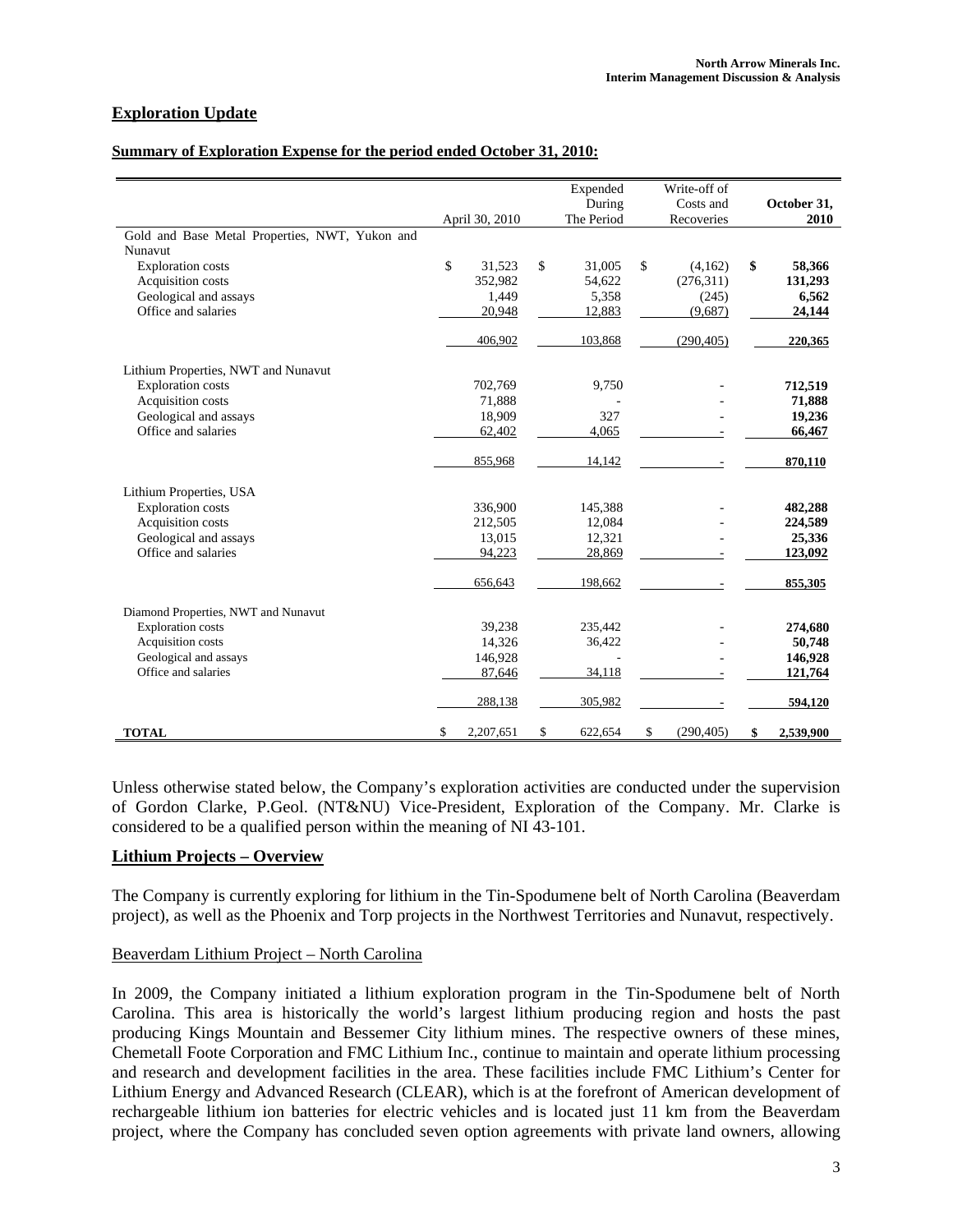## Exploration Update

**Summary of Exploration Expense for the period ended October 31, 2010:**

| | April 30, 2010 | Expended During The Period | Write-off of Costs and Recoveries | **October 31, 2010** |
|---|---|---|---|---|
| Gold and Base Metal Properties, NWT, Yukon and Nunavut | | | | |
| Exploration costs | $ 31,523 | $ 31,005 | $ (4,162) | **$ 58,366** |
| Acquisition costs | 352,982 | 54,622 | (276,311) | **131,293** |
| Geological and assays | 1,449 | 5,358 | (245) | **6,562** |
| Office and salaries | 20,948 | 12,883 | (9,687) | **24,144** |
| | 406,902 | 103,868 | (290,405) | **220,365** |
| Lithium Properties, NWT and Nunavut | | | | |
| Exploration costs | 702,769 | 9,750 | - | **712,519** |
| Acquisition costs | 71,888 | - | - | **71,888** |
| Geological and assays | 18,909 | 327 | - | **19,236** |
| Office and salaries | 62,402 | 4,065 | - | **66,467** |
| | 855,968 | 14,142 | - | **870,110** |
| Lithium Properties, USA | | | | |
| Exploration costs | 336,900 | 145,388 | - | **482,288** |
| Acquisition costs | 212,505 | 12,084 | - | **224,589** |
| Geological and assays | 13,015 | 12,321 | - | **25,336** |
| Office and salaries | 94,223 | 28,869 | - | **123,092** |
| | 656,643 | 198,662 | - | **855,305** |
| Diamond Properties, NWT and Nunavut | | | | |
| Exploration costs | 39,238 | 235,442 | - | **274,680** |
| Acquisition costs | 14,326 | 36,422 | - | **50,748** |
| Geological and assays | 146,928 | - | - | **146,928** |
| Office and salaries | 87,646 | 34,118 | - | **121,764** |
| | 288,138 | 305,982 | - | **594,120** |
| **TOTAL** | $ 2,207,651 | $ 622,654 | $ (290,405) | **$ 2,539,900** |

Unless otherwise stated below, the Company's exploration activities are conducted under the supervision of Gordon Clarke, P.Geol. (NT&NU) Vice-President, Exploration of the Company. Mr. Clarke is considered to be a qualified person within the meaning of NI 43-101.

## Lithium Projects – Overview

The Company is currently exploring for lithium in the Tin-Spodumene belt of North Carolina (Beaverdam project), as well as the Phoenix and Torp projects in the Northwest Territories and Nunavut, respectively.

### Beaverdam Lithium Project – North Carolina

In 2009, the Company initiated a lithium exploration program in the Tin-Spodumene belt of North Carolina. This area is historically the world's largest lithium producing region and hosts the past producing Kings Mountain and Bessemer City lithium mines. The respective owners of these mines, Chemetall Foote Corporation and FMC Lithium Inc., continue to maintain and operate lithium processing and research and development facilities in the area. These facilities include FMC Lithium's Center for Lithium Energy and Advanced Research (CLEAR), which is at the forefront of American development of rechargeable lithium ion batteries for electric vehicles and is located just 11 km from the Beaverdam project, where the Company has concluded seven option agreements with private land owners, allowing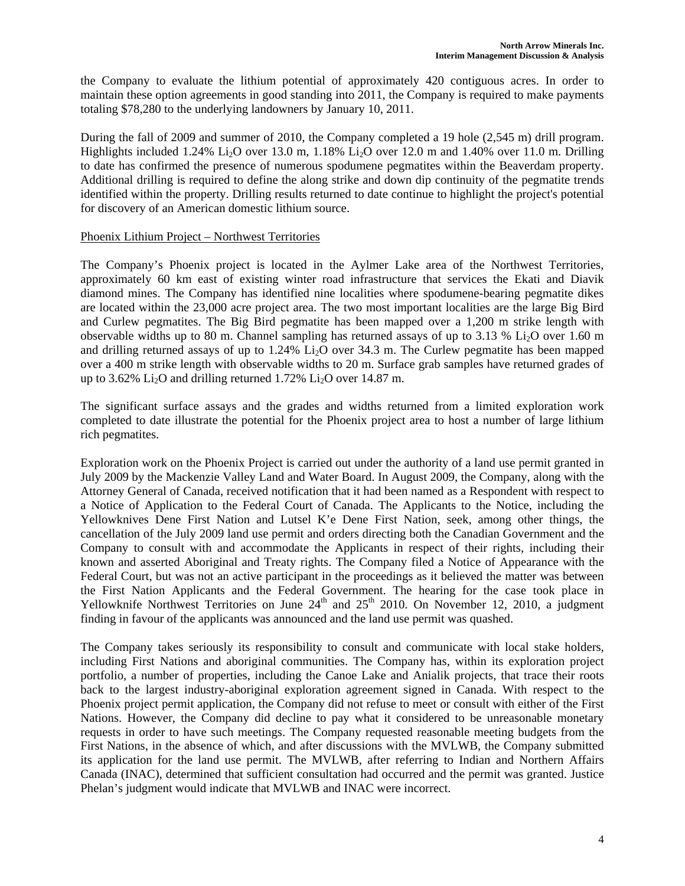the Company to evaluate the lithium potential of approximately 420 contiguous acres. In order to maintain these option agreements in good standing into 2011, the Company is required to make payments totaling $78,280 to the underlying landowners by January 10, 2011.

During the fall of 2009 and summer of 2010, the Company completed a 19 hole (2,545 m) drill program. Highlights included 1.24% $Li_2O$ over 13.0 m, 1.18% $Li_2O$ over 12.0 m and 1.40% over 11.0 m. Drilling to date has confirmed the presence of numerous spodumene pegmatites within the Beaverdam property. Additional drilling is required to define the along strike and down dip continuity of the pegmatite trends identified within the property. Drilling results returned to date continue to highlight the project's potential for discovery of an American domestic lithium source.

Phoenix Lithium Project – Northwest Territories

The Company's Phoenix project is located in the Aylmer Lake area of the Northwest Territories, approximately 60 km east of existing winter road infrastructure that services the Ekati and Diavik diamond mines. The Company has identified nine localities where spodumene-bearing pegmatite dikes are located within the 23,000 acre project area. The two most important localities are the large Big Bird and Curlew pegmatites. The Big Bird pegmatite has been mapped over a 1,200 m strike length with observable widths up to 80 m. Channel sampling has returned assays of up to 3.13 % $Li_2O$ over 1.60 m and drilling returned assays of up to 1.24% $Li_2O$ over 34.3 m. The Curlew pegmatite has been mapped over a 400 m strike length with observable widths to 20 m. Surface grab samples have returned grades of up to 3.62% $Li_2O$ and drilling returned 1.72% $Li_2O$ over 14.87 m.

The significant surface assays and the grades and widths returned from a limited exploration work completed to date illustrate the potential for the Phoenix project area to host a number of large lithium rich pegmatites.

Exploration work on the Phoenix Project is carried out under the authority of a land use permit granted in July 2009 by the Mackenzie Valley Land and Water Board. In August 2009, the Company, along with the Attorney General of Canada, received notification that it had been named as a Respondent with respect to a Notice of Application to the Federal Court of Canada. The Applicants to the Notice, including the Yellowknives Dene First Nation and Lutsel K'e Dene First Nation, seek, among other things, the cancellation of the July 2009 land use permit and orders directing both the Canadian Government and the Company to consult with and accommodate the Applicants in respect of their rights, including their known and asserted Aboriginal and Treaty rights. The Company filed a Notice of Appearance with the Federal Court, but was not an active participant in the proceedings as it believed the matter was between the First Nation Applicants and the Federal Government. The hearing for the case took place in Yellowknife Northwest Territories on June 24th and 25th 2010. On November 12, 2010, a judgment finding in favour of the applicants was announced and the land use permit was quashed.

The Company takes seriously its responsibility to consult and communicate with local stake holders, including First Nations and aboriginal communities. The Company has, within its exploration project portfolio, a number of properties, including the Canoe Lake and Anialik projects, that trace their roots back to the largest industry-aboriginal exploration agreement signed in Canada. With respect to the Phoenix project permit application, the Company did not refuse to meet or consult with either of the First Nations. However, the Company did decline to pay what it considered to be unreasonable monetary requests in order to have such meetings. The Company requested reasonable meeting budgets from the First Nations, in the absence of which, and after discussions with the MVLWB, the Company submitted its application for the land use permit. The MVLWB, after referring to Indian and Northern Affairs Canada (INAC), determined that sufficient consultation had occurred and the permit was granted. Justice Phelan's judgment would indicate that MVLWB and INAC were incorrect.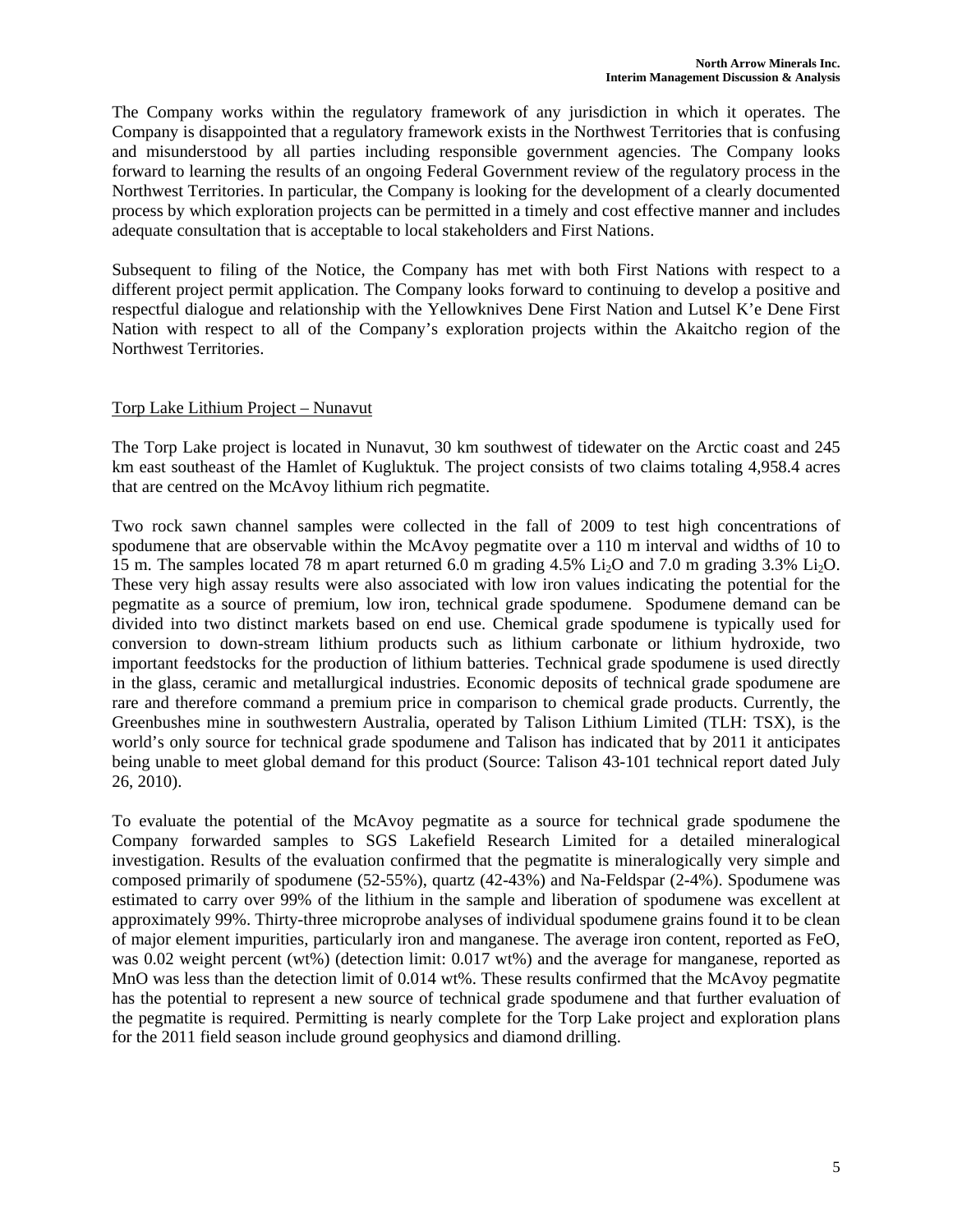The Company works within the regulatory framework of any jurisdiction in which it operates. The Company is disappointed that a regulatory framework exists in the Northwest Territories that is confusing and misunderstood by all parties including responsible government agencies. The Company looks forward to learning the results of an ongoing Federal Government review of the regulatory process in the Northwest Territories. In particular, the Company is looking for the development of a clearly documented process by which exploration projects can be permitted in a timely and cost effective manner and includes adequate consultation that is acceptable to local stakeholders and First Nations.

Subsequent to filing of the Notice, the Company has met with both First Nations with respect to a different project permit application. The Company looks forward to continuing to develop a positive and respectful dialogue and relationship with the Yellowknives Dene First Nation and Lutsel K'e Dene First Nation with respect to all of the Company's exploration projects within the Akaitcho region of the Northwest Territories.

## Torp Lake Lithium Project – Nunavut

The Torp Lake project is located in Nunavut, 30 km southwest of tidewater on the Arctic coast and 245 km east southeast of the Hamlet of Kugluktuk. The project consists of two claims totaling 4,958.4 acres that are centred on the McAvoy lithium rich pegmatite.

Two rock sawn channel samples were collected in the fall of 2009 to test high concentrations of spodumene that are observable within the McAvoy pegmatite over a 110 m interval and widths of 10 to 15 m. The samples located 78 m apart returned 6.0 m grading 4.5% $Li_2O$ and 7.0 m grading 3.3% $Li_2O$. These very high assay results were also associated with low iron values indicating the potential for the pegmatite as a source of premium, low iron, technical grade spodumene. Spodumene demand can be divided into two distinct markets based on end use. Chemical grade spodumene is typically used for conversion to down-stream lithium products such as lithium carbonate or lithium hydroxide, two important feedstocks for the production of lithium batteries. Technical grade spodumene is used directly in the glass, ceramic and metallurgical industries. Economic deposits of technical grade spodumene are rare and therefore command a premium price in comparison to chemical grade products. Currently, the Greenbushes mine in southwestern Australia, operated by Talison Lithium Limited (TLH: TSX), is the world's only source for technical grade spodumene and Talison has indicated that by 2011 it anticipates being unable to meet global demand for this product (Source: Talison 43-101 technical report dated July 26, 2010).

To evaluate the potential of the McAvoy pegmatite as a source for technical grade spodumene the Company forwarded samples to SGS Lakefield Research Limited for a detailed mineralogical investigation. Results of the evaluation confirmed that the pegmatite is mineralogically very simple and composed primarily of spodumene (52-55%), quartz (42-43%) and Na-Feldspar (2-4%). Spodumene was estimated to carry over 99% of the lithium in the sample and liberation of spodumene was excellent at approximately 99%. Thirty-three microprobe analyses of individual spodumene grains found it to be clean of major element impurities, particularly iron and manganese. The average iron content, reported as FeO, was 0.02 weight percent (wt%) (detection limit: 0.017 wt%) and the average for manganese, reported as MnO was less than the detection limit of 0.014 wt%. These results confirmed that the McAvoy pegmatite has the potential to represent a new source of technical grade spodumene and that further evaluation of the pegmatite is required. Permitting is nearly complete for the Torp Lake project and exploration plans for the 2011 field season include ground geophysics and diamond drilling.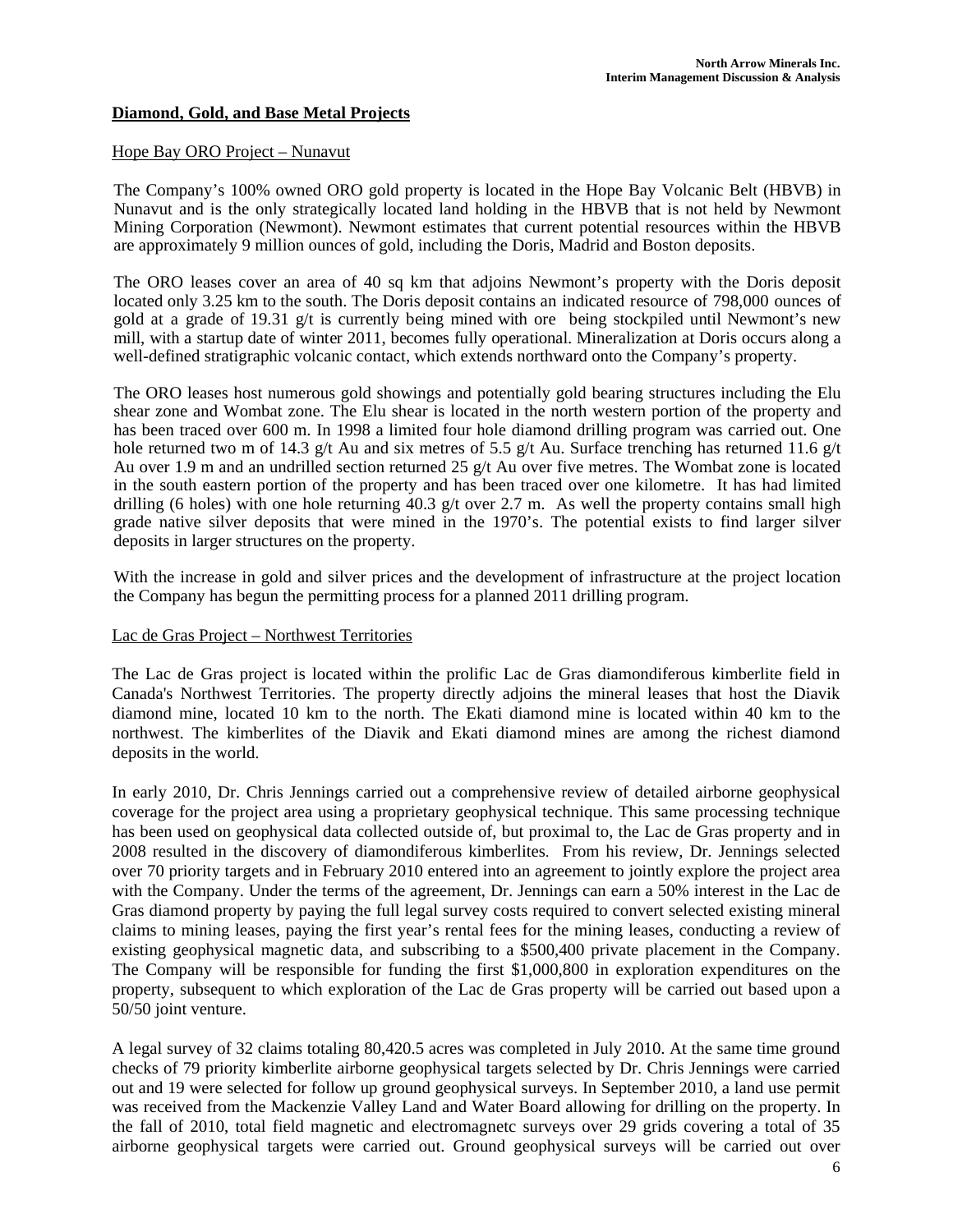## **Diamond, Gold, and Base Metal Projects**

Hope Bay ORO Project – Nunavut

The Company's 100% owned ORO gold property is located in the Hope Bay Volcanic Belt (HBVB) in Nunavut and is the only strategically located land holding in the HBVB that is not held by Newmont Mining Corporation (Newmont). Newmont estimates that current potential resources within the HBVB are approximately 9 million ounces of gold, including the Doris, Madrid and Boston deposits.

The ORO leases cover an area of 40 sq km that adjoins Newmont's property with the Doris deposit located only 3.25 km to the south. The Doris deposit contains an indicated resource of 798,000 ounces of gold at a grade of 19.31 g/t is currently being mined with ore being stockpiled until Newmont's new mill, with a startup date of winter 2011, becomes fully operational. Mineralization at Doris occurs along a well-defined stratigraphic volcanic contact, which extends northward onto the Company's property.

The ORO leases host numerous gold showings and potentially gold bearing structures including the Elu shear zone and Wombat zone. The Elu shear is located in the north western portion of the property and has been traced over 600 m. In 1998 a limited four hole diamond drilling program was carried out. One hole returned two m of 14.3 g/t Au and six metres of 5.5 g/t Au. Surface trenching has returned 11.6 g/t Au over 1.9 m and an undrilled section returned 25 g/t Au over five metres. The Wombat zone is located in the south eastern portion of the property and has been traced over one kilometre. It has had limited drilling (6 holes) with one hole returning 40.3 g/t over 2.7 m. As well the property contains small high grade native silver deposits that were mined in the 1970's. The potential exists to find larger silver deposits in larger structures on the property.

With the increase in gold and silver prices and the development of infrastructure at the project location the Company has begun the permitting process for a planned 2011 drilling program.

Lac de Gras Project – Northwest Territories

The Lac de Gras project is located within the prolific Lac de Gras diamondiferous kimberlite field in Canada's Northwest Territories. The property directly adjoins the mineral leases that host the Diavik diamond mine, located 10 km to the north. The Ekati diamond mine is located within 40 km to the northwest. The kimberlites of the Diavik and Ekati diamond mines are among the richest diamond deposits in the world.

In early 2010, Dr. Chris Jennings carried out a comprehensive review of detailed airborne geophysical coverage for the project area using a proprietary geophysical technique. This same processing technique has been used on geophysical data collected outside of, but proximal to, the Lac de Gras property and in 2008 resulted in the discovery of diamondiferous kimberlites. From his review, Dr. Jennings selected over 70 priority targets and in February 2010 entered into an agreement to jointly explore the project area with the Company. Under the terms of the agreement, Dr. Jennings can earn a 50% interest in the Lac de Gras diamond property by paying the full legal survey costs required to convert selected existing mineral claims to mining leases, paying the first year's rental fees for the mining leases, conducting a review of existing geophysical magnetic data, and subscribing to a $500,400 private placement in the Company. The Company will be responsible for funding the first $1,000,800 in exploration expenditures on the property, subsequent to which exploration of the Lac de Gras property will be carried out based upon a 50/50 joint venture.

A legal survey of 32 claims totaling 80,420.5 acres was completed in July 2010. At the same time ground checks of 79 priority kimberlite airborne geophysical targets selected by Dr. Chris Jennings were carried out and 19 were selected for follow up ground geophysical surveys. In September 2010, a land use permit was received from the Mackenzie Valley Land and Water Board allowing for drilling on the property. In the fall of 2010, total field magnetic and electromagnetc surveys over 29 grids covering a total of 35 airborne geophysical targets were carried out. Ground geophysical surveys will be carried out over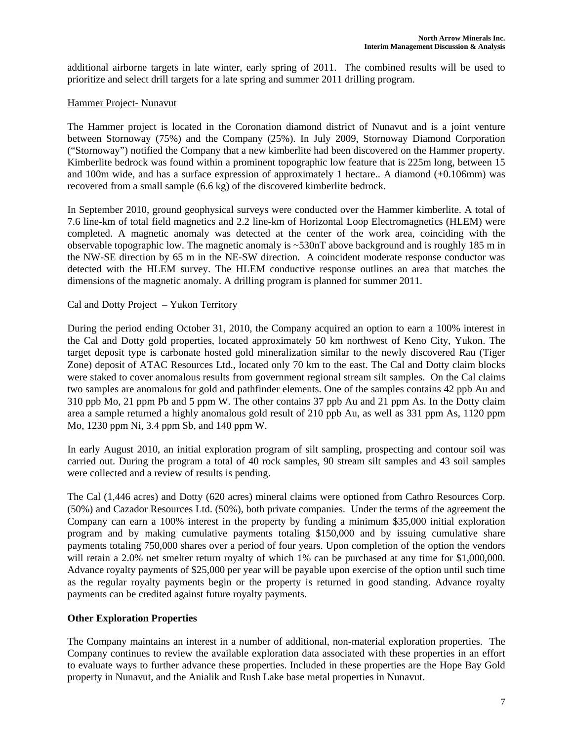additional airborne targets in late winter, early spring of 2011. The combined results will be used to prioritize and select drill targets for a late spring and summer 2011 drilling program.

Hammer Project- Nunavut

The Hammer project is located in the Coronation diamond district of Nunavut and is a joint venture between Stornoway (75%) and the Company (25%). In July 2009, Stornoway Diamond Corporation ("Stornoway") notified the Company that a new kimberlite had been discovered on the Hammer property. Kimberlite bedrock was found within a prominent topographic low feature that is 225m long, between 15 and 100m wide, and has a surface expression of approximately 1 hectare.. A diamond (+0.106mm) was recovered from a small sample (6.6 kg) of the discovered kimberlite bedrock.

In September 2010, ground geophysical surveys were conducted over the Hammer kimberlite. A total of 7.6 line-km of total field magnetics and 2.2 line-km of Horizontal Loop Electromagnetics (HLEM) were completed. A magnetic anomaly was detected at the center of the work area, coinciding with the observable topographic low. The magnetic anomaly is ~530nT above background and is roughly 185 m in the NW-SE direction by 65 m in the NE-SW direction. A coincident moderate response conductor was detected with the HLEM survey. The HLEM conductive response outlines an area that matches the dimensions of the magnetic anomaly. A drilling program is planned for summer 2011.

Cal and Dotty Project – Yukon Territory

During the period ending October 31, 2010, the Company acquired an option to earn a 100% interest in the Cal and Dotty gold properties, located approximately 50 km northwest of Keno City, Yukon. The target deposit type is carbonate hosted gold mineralization similar to the newly discovered Rau (Tiger Zone) deposit of ATAC Resources Ltd., located only 70 km to the east. The Cal and Dotty claim blocks were staked to cover anomalous results from government regional stream silt samples. On the Cal claims two samples are anomalous for gold and pathfinder elements. One of the samples contains 42 ppb Au and 310 ppb Mo, 21 ppm Pb and 5 ppm W. The other contains 37 ppb Au and 21 ppm As. In the Dotty claim area a sample returned a highly anomalous gold result of 210 ppb Au, as well as 331 ppm As, 1120 ppm Mo, 1230 ppm Ni, 3.4 ppm Sb, and 140 ppm W.

In early August 2010, an initial exploration program of silt sampling, prospecting and contour soil was carried out. During the program a total of 40 rock samples, 90 stream silt samples and 43 soil samples were collected and a review of results is pending.

The Cal (1,446 acres) and Dotty (620 acres) mineral claims were optioned from Cathro Resources Corp. (50%) and Cazador Resources Ltd. (50%), both private companies. Under the terms of the agreement the Company can earn a 100% interest in the property by funding a minimum $35,000 initial exploration program and by making cumulative payments totaling $150,000 and by issuing cumulative share payments totaling 750,000 shares over a period of four years. Upon completion of the option the vendors will retain a 2.0% net smelter return royalty of which 1% can be purchased at any time for $1,000,000. Advance royalty payments of $25,000 per year will be payable upon exercise of the option until such time as the regular royalty payments begin or the property is returned in good standing. Advance royalty payments can be credited against future royalty payments.

**Other Exploration Properties**

The Company maintains an interest in a number of additional, non-material exploration properties. The Company continues to review the available exploration data associated with these properties in an effort to evaluate ways to further advance these properties. Included in these properties are the Hope Bay Gold property in Nunavut, and the Anialik and Rush Lake base metal properties in Nunavut.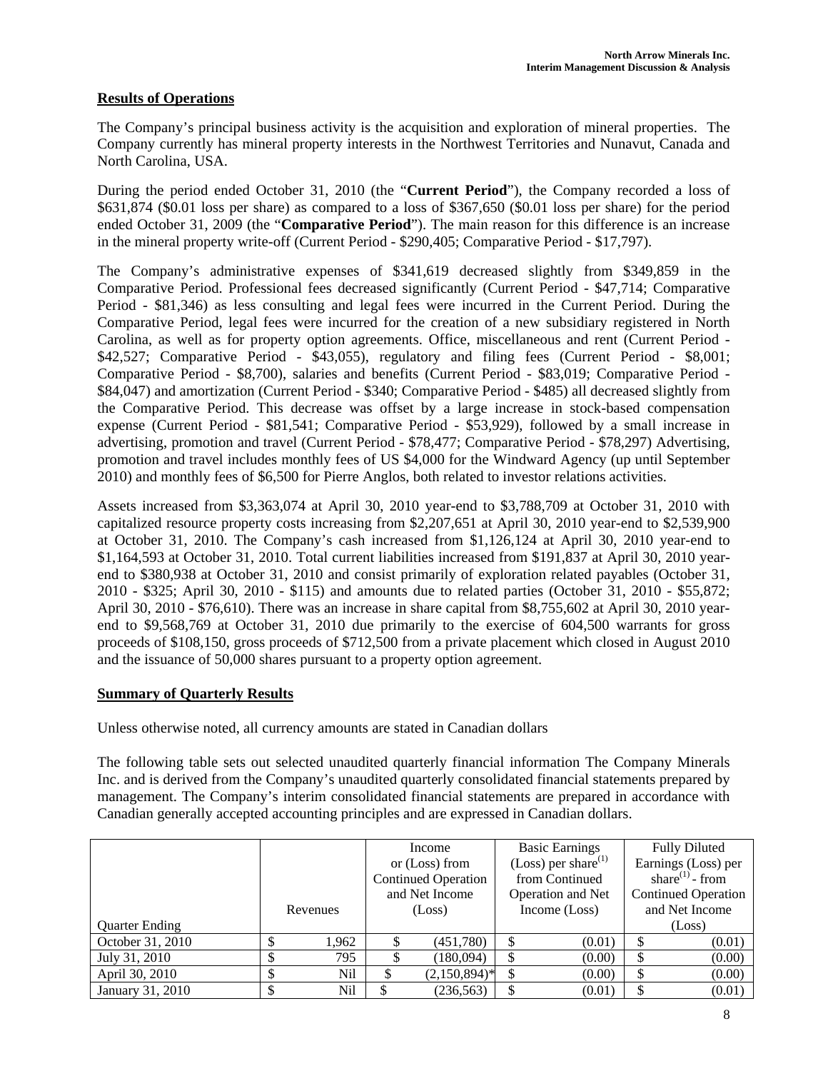## Results of Operations

The Company's principal business activity is the acquisition and exploration of mineral properties. The Company currently has mineral property interests in the Northwest Territories and Nunavut, Canada and North Carolina, USA.

During the period ended October 31, 2010 (the "**Current Period**"), the Company recorded a loss of \$631,874 (\$0.01 loss per share) as compared to a loss of \$367,650 (\$0.01 loss per share) for the period ended October 31, 2009 (the "**Comparative Period**"). The main reason for this difference is an increase in the mineral property write-off (Current Period - \$290,405; Comparative Period - \$17,797).

The Company's administrative expenses of \$341,619 decreased slightly from \$349,859 in the Comparative Period. Professional fees decreased significantly (Current Period - \$47,714; Comparative Period - \$81,346) as less consulting and legal fees were incurred in the Current Period. During the Comparative Period, legal fees were incurred for the creation of a new subsidiary registered in North Carolina, as well as for property option agreements. Office, miscellaneous and rent (Current Period - \$42,527; Comparative Period - \$43,055), regulatory and filing fees (Current Period - \$8,001; Comparative Period - \$8,700), salaries and benefits (Current Period - \$83,019; Comparative Period - \$84,047) and amortization (Current Period - \$340; Comparative Period - \$485) all decreased slightly from the Comparative Period. This decrease was offset by a large increase in stock-based compensation expense (Current Period - \$81,541; Comparative Period - \$53,929), followed by a small increase in advertising, promotion and travel (Current Period - \$78,477; Comparative Period - \$78,297) Advertising, promotion and travel includes monthly fees of US \$4,000 for the Windward Agency (up until September 2010) and monthly fees of \$6,500 for Pierre Anglos, both related to investor relations activities.

Assets increased from \$3,363,074 at April 30, 2010 year-end to \$3,788,709 at October 31, 2010 with capitalized resource property costs increasing from \$2,207,651 at April 30, 2010 year-end to \$2,539,900 at October 31, 2010. The Company's cash increased from \$1,126,124 at April 30, 2010 year-end to \$1,164,593 at October 31, 2010. Total current liabilities increased from \$191,837 at April 30, 2010 year-end to \$380,938 at October 31, 2010 and consist primarily of exploration related payables (October 31, 2010 - \$325; April 30, 2010 - \$115) and amounts due to related parties (October 31, 2010 - \$55,872; April 30, 2010 - \$76,610). There was an increase in share capital from \$8,755,602 at April 30, 2010 year-end to \$9,568,769 at October 31, 2010 due primarily to the exercise of 604,500 warrants for gross proceeds of \$108,150, gross proceeds of \$712,500 from a private placement which closed in August 2010 and the issuance of 50,000 shares pursuant to a property option agreement.

## Summary of Quarterly Results

Unless otherwise noted, all currency amounts are stated in Canadian dollars

The following table sets out selected unaudited quarterly financial information The Company Minerals Inc. and is derived from the Company's unaudited quarterly consolidated financial statements prepared by management. The Company's interim consolidated financial statements are prepared in accordance with Canadian generally accepted accounting principles and are expressed in Canadian dollars.

| Quarter Ending | Revenues | Income or (Loss) from Continued Operation and Net Income (Loss) | Basic Earnings (Loss) per share[1] from Continued Operation and Net Income (Loss) | Fully Diluted Earnings (Loss) per share[1] - from Continued Operation and Net Income (Loss) |
|---|---|---|---|---|
| October 31, 2010 | \$ 1,962 | \$ (451,780) | \$ (0.01) | \$ (0.01) |
| July 31, 2010 | \$ 795 | \$ (180,094) | \$ (0.00) | \$ (0.00) |
| April 30, 2010 | \$ Nil | \$ (2,150,894)* | \$ (0.00) | \$ (0.00) |
| January 31, 2010 | \$ Nil | \$ (236,563) | \$ (0.01) | \$ (0.01) |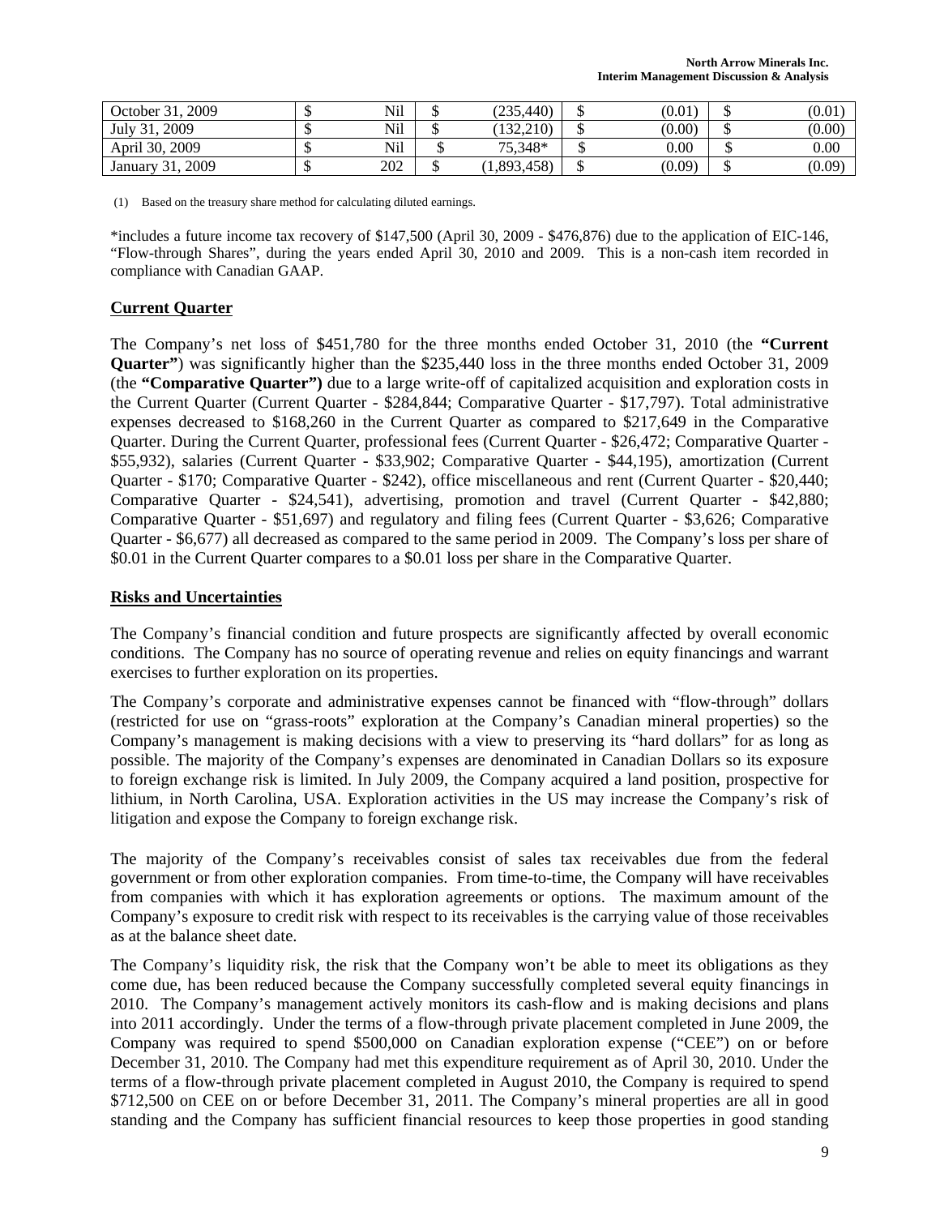| October 31, 2009 | $ | Nil | $ | (235,440) | $ | (0.01) | $ | (0.01) |
|---|---|---|---|---|---|---|---|---|
| July 31, 2009 | $ | Nil | $ | (132,210) | $ | (0.00) | $ | (0.00) |
| April 30, 2009 | $ | Nil | $ | 75,348* | $ | 0.00 | $ | 0.00 |
| January 31, 2009 | $ | 202 | $ | (1,893,458) | $ | (0.09) | $ | (0.09) |

(1) Based on the treasury share method for calculating diluted earnings.

*includes a future income tax recovery of $147,500 (April 30, 2009 - $476,876) due to the application of EIC-146, "Flow-through Shares", during the years ended April 30, 2010 and 2009. This is a non-cash item recorded in compliance with Canadian GAAP.

## Current Quarter

The Company's net loss of $451,780 for the three months ended October 31, 2010 (the **"Current Quarter"**) was significantly higher than the $235,440 loss in the three months ended October 31, 2009 (the **"Comparative Quarter")** due to a large write-off of capitalized acquisition and exploration costs in the Current Quarter (Current Quarter - $284,844; Comparative Quarter - $17,797). Total administrative expenses decreased to $168,260 in the Current Quarter as compared to $217,649 in the Comparative Quarter. During the Current Quarter, professional fees (Current Quarter - $26,472; Comparative Quarter - $55,932), salaries (Current Quarter - $33,902; Comparative Quarter - $44,195), amortization (Current Quarter - $170; Comparative Quarter - $242), office miscellaneous and rent (Current Quarter - $20,440; Comparative Quarter - $24,541), advertising, promotion and travel (Current Quarter - $42,880; Comparative Quarter - $51,697) and regulatory and filing fees (Current Quarter - $3,626; Comparative Quarter - $6,677) all decreased as compared to the same period in 2009. The Company's loss per share of $0.01 in the Current Quarter compares to a $0.01 loss per share in the Comparative Quarter.

## Risks and Uncertainties

The Company's financial condition and future prospects are significantly affected by overall economic conditions. The Company has no source of operating revenue and relies on equity financings and warrant exercises to further exploration on its properties.

The Company's corporate and administrative expenses cannot be financed with "flow-through" dollars (restricted for use on "grass-roots" exploration at the Company's Canadian mineral properties) so the Company's management is making decisions with a view to preserving its "hard dollars" for as long as possible. The majority of the Company's expenses are denominated in Canadian Dollars so its exposure to foreign exchange risk is limited. In July 2009, the Company acquired a land position, prospective for lithium, in North Carolina, USA. Exploration activities in the US may increase the Company's risk of litigation and expose the Company to foreign exchange risk.

The majority of the Company's receivables consist of sales tax receivables due from the federal government or from other exploration companies. From time-to-time, the Company will have receivables from companies with which it has exploration agreements or options. The maximum amount of the Company's exposure to credit risk with respect to its receivables is the carrying value of those receivables as at the balance sheet date.

The Company's liquidity risk, the risk that the Company won't be able to meet its obligations as they come due, has been reduced because the Company successfully completed several equity financings in 2010. The Company's management actively monitors its cash-flow and is making decisions and plans into 2011 accordingly. Under the terms of a flow-through private placement completed in June 2009, the Company was required to spend $500,000 on Canadian exploration expense ("CEE") on or before December 31, 2010. The Company had met this expenditure requirement as of April 30, 2010. Under the terms of a flow-through private placement completed in August 2010, the Company is required to spend $712,500 on CEE on or before December 31, 2011. The Company's mineral properties are all in good standing and the Company has sufficient financial resources to keep those properties in good standing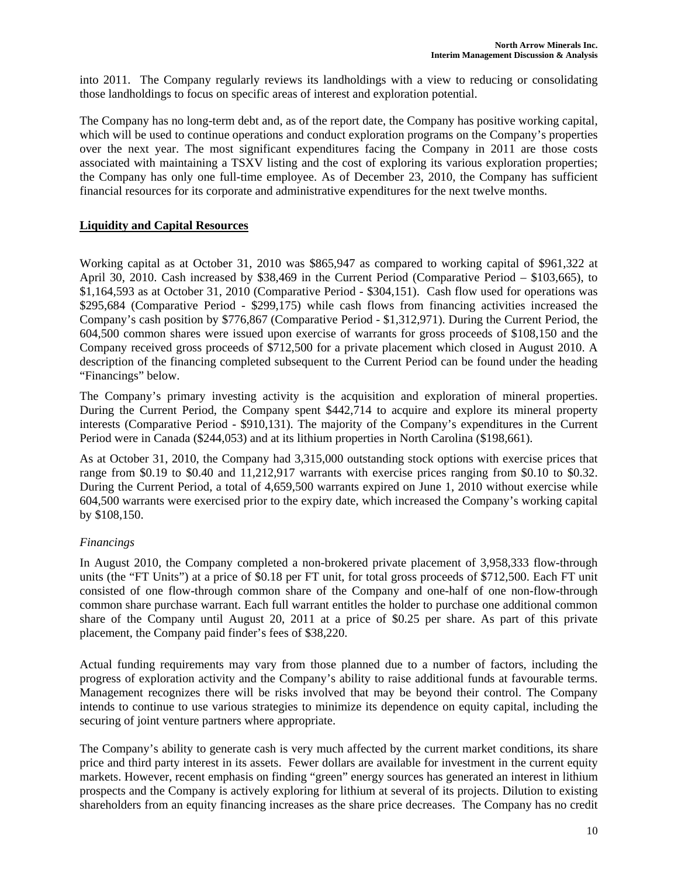into 2011. The Company regularly reviews its landholdings with a view to reducing or consolidating those landholdings to focus on specific areas of interest and exploration potential.

The Company has no long-term debt and, as of the report date, the Company has positive working capital, which will be used to continue operations and conduct exploration programs on the Company's properties over the next year. The most significant expenditures facing the Company in 2011 are those costs associated with maintaining a TSXV listing and the cost of exploring its various exploration properties; the Company has only one full-time employee. As of December 23, 2010, the Company has sufficient financial resources for its corporate and administrative expenditures for the next twelve months.

## Liquidity and Capital Resources

Working capital as at October 31, 2010 was $865,947 as compared to working capital of $961,322 at April 30, 2010. Cash increased by $38,469 in the Current Period (Comparative Period – $103,665), to $1,164,593 as at October 31, 2010 (Comparative Period - $304,151). Cash flow used for operations was $295,684 (Comparative Period - $299,175) while cash flows from financing activities increased the Company's cash position by $776,867 (Comparative Period - $1,312,971). During the Current Period, the 604,500 common shares were issued upon exercise of warrants for gross proceeds of $108,150 and the Company received gross proceeds of $712,500 for a private placement which closed in August 2010. A description of the financing completed subsequent to the Current Period can be found under the heading "Financings" below.

The Company's primary investing activity is the acquisition and exploration of mineral properties. During the Current Period, the Company spent $442,714 to acquire and explore its mineral property interests (Comparative Period - $910,131). The majority of the Company's expenditures in the Current Period were in Canada ($244,053) and at its lithium properties in North Carolina ($198,661).

As at October 31, 2010, the Company had 3,315,000 outstanding stock options with exercise prices that range from $0.19 to $0.40 and 11,212,917 warrants with exercise prices ranging from $0.10 to $0.32. During the Current Period, a total of 4,659,500 warrants expired on June 1, 2010 without exercise while 604,500 warrants were exercised prior to the expiry date, which increased the Company's working capital by $108,150.

### *Financings*

In August 2010, the Company completed a non-brokered private placement of 3,958,333 flow-through units (the "FT Units") at a price of $0.18 per FT unit, for total gross proceeds of $712,500. Each FT unit consisted of one flow-through common share of the Company and one-half of one non-flow-through common share purchase warrant. Each full warrant entitles the holder to purchase one additional common share of the Company until August 20, 2011 at a price of $0.25 per share. As part of this private placement, the Company paid finder's fees of $38,220.

Actual funding requirements may vary from those planned due to a number of factors, including the progress of exploration activity and the Company's ability to raise additional funds at favourable terms. Management recognizes there will be risks involved that may be beyond their control. The Company intends to continue to use various strategies to minimize its dependence on equity capital, including the securing of joint venture partners where appropriate.

The Company's ability to generate cash is very much affected by the current market conditions, its share price and third party interest in its assets. Fewer dollars are available for investment in the current equity markets. However, recent emphasis on finding "green" energy sources has generated an interest in lithium prospects and the Company is actively exploring for lithium at several of its projects. Dilution to existing shareholders from an equity financing increases as the share price decreases. The Company has no credit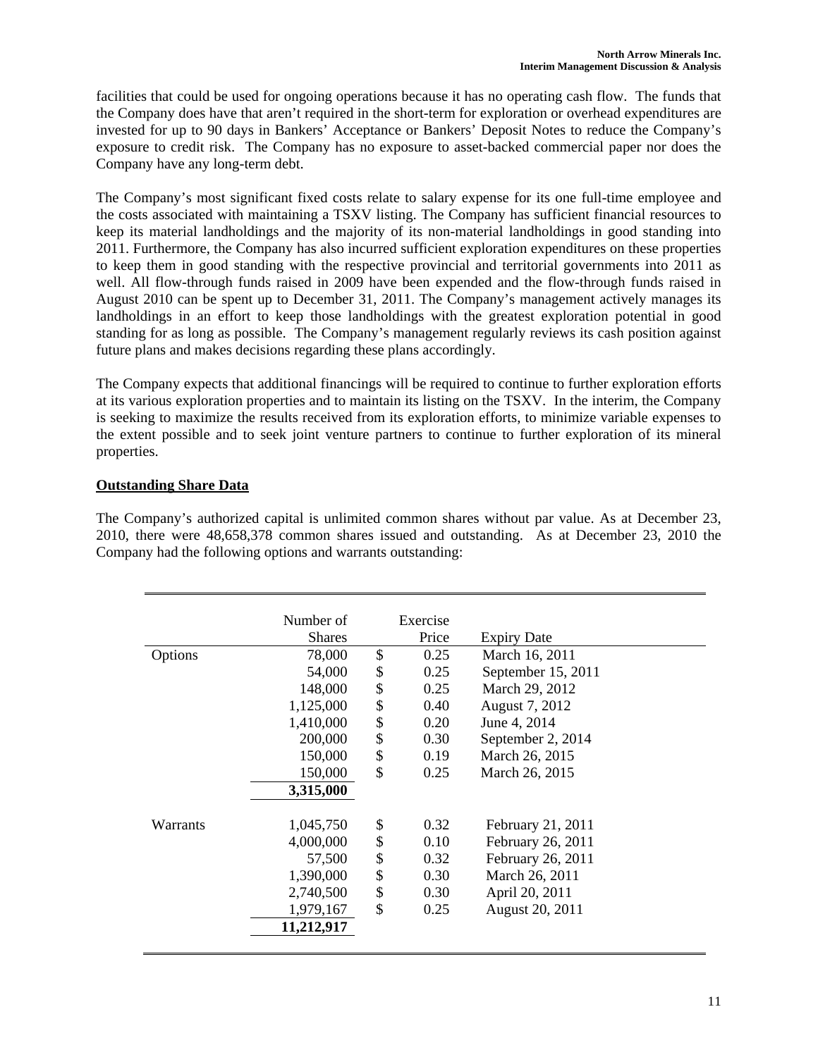facilities that could be used for ongoing operations because it has no operating cash flow. The funds that the Company does have that aren't required in the short-term for exploration or overhead expenditures are invested for up to 90 days in Bankers' Acceptance or Bankers' Deposit Notes to reduce the Company's exposure to credit risk. The Company has no exposure to asset-backed commercial paper nor does the Company have any long-term debt.

The Company's most significant fixed costs relate to salary expense for its one full-time employee and the costs associated with maintaining a TSXV listing. The Company has sufficient financial resources to keep its material landholdings and the majority of its non-material landholdings in good standing into 2011. Furthermore, the Company has also incurred sufficient exploration expenditures on these properties to keep them in good standing with the respective provincial and territorial governments into 2011 as well. All flow-through funds raised in 2009 have been expended and the flow-through funds raised in August 2010 can be spent up to December 31, 2011. The Company's management actively manages its landholdings in an effort to keep those landholdings with the greatest exploration potential in good standing for as long as possible. The Company's management regularly reviews its cash position against future plans and makes decisions regarding these plans accordingly.

The Company expects that additional financings will be required to continue to further exploration efforts at its various exploration properties and to maintain its listing on the TSXV. In the interim, the Company is seeking to maximize the results received from its exploration efforts, to minimize variable expenses to the extent possible and to seek joint venture partners to continue to further exploration of its mineral properties.

## Outstanding Share Data

The Company's authorized capital is unlimited common shares without par value. As at December 23, 2010, there were 48,658,378 common shares issued and outstanding. As at December 23, 2010 the Company had the following options and warrants outstanding:

| | Number of Shares | Exercise Price | Expiry Date |
|---|---|---|---|
| Options | 78,000 | $ 0.25 | March 16, 2011 |
| | 54,000 | $ 0.25 | September 15, 2011 |
| | 148,000 | $ 0.25 | March 29, 2012 |
| | 1,125,000 | $ 0.40 | August 7, 2012 |
| | 1,410,000 | $ 0.20 | June 4, 2014 |
| | 200,000 | $ 0.30 | September 2, 2014 |
| | 150,000 | $ 0.19 | March 26, 2015 |
| | 150,000 | $ 0.25 | March 26, 2015 |
| | **3,315,000** | | |
| Warrants | 1,045,750 | $ 0.32 | February 21, 2011 |
| | 4,000,000 | $ 0.10 | February 26, 2011 |
| | 57,500 | $ 0.32 | February 26, 2011 |
| | 1,390,000 | $ 0.30 | March 26, 2011 |
| | 2,740,500 | $ 0.30 | April 20, 2011 |
| | 1,979,167 | $ 0.25 | August 20, 2011 |
| | **11,212,917** | | |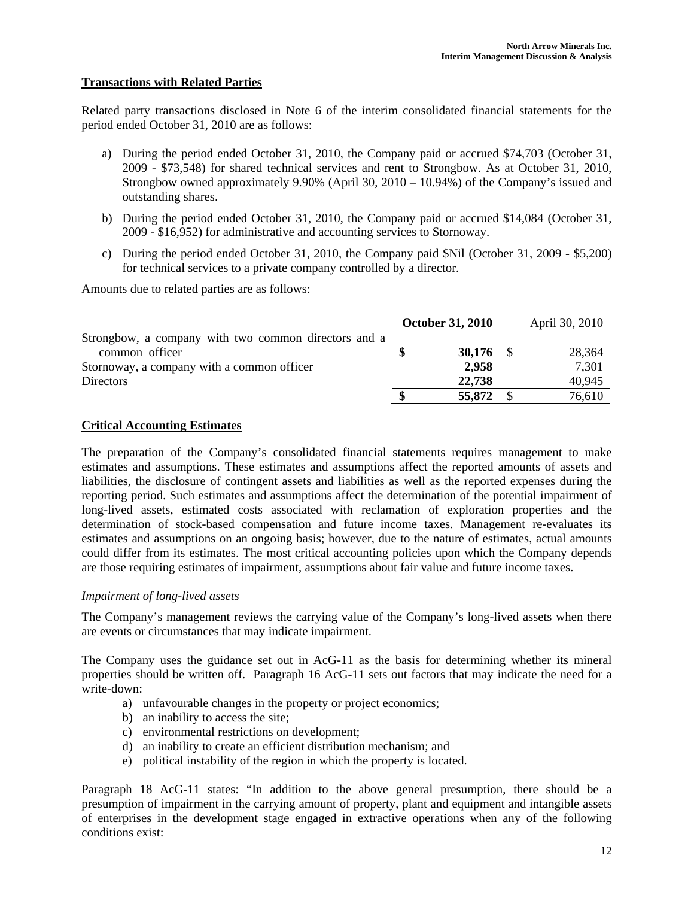## Transactions with Related Parties

Related party transactions disclosed in Note 6 of the interim consolidated financial statements for the period ended October 31, 2010 are as follows:

a) During the period ended October 31, 2010, the Company paid or accrued \$74,703 (October 31, 2009 - \$73,548) for shared technical services and rent to Strongbow. As at October 31, 2010, Strongbow owned approximately 9.90% (April 30, 2010 – 10.94%) of the Company's issued and outstanding shares.

b) During the period ended October 31, 2010, the Company paid or accrued \$14,084 (October 31, 2009 - \$16,952) for administrative and accounting services to Stornoway.

c) During the period ended October 31, 2010, the Company paid \$Nil (October 31, 2009 - \$5,200) for technical services to a private company controlled by a director.

Amounts due to related parties are as follows:

| | **October 31, 2010** | April 30, 2010 |
|---|---|---|
| Strongbow, a company with two common directors and a common officer | **\$ 30,176** | \$ 28,364 |
| Stornoway, a company with a common officer | **2,958** | 7,301 |
| Directors | **22,738** | 40,945 |
| | **\$ 55,872** | \$ 76,610 |

## Critical Accounting Estimates

The preparation of the Company's consolidated financial statements requires management to make estimates and assumptions. These estimates and assumptions affect the reported amounts of assets and liabilities, the disclosure of contingent assets and liabilities as well as the reported expenses during the reporting period. Such estimates and assumptions affect the determination of the potential impairment of long-lived assets, estimated costs associated with reclamation of exploration properties and the determination of stock-based compensation and future income taxes. Management re-evaluates its estimates and assumptions on an ongoing basis; however, due to the nature of estimates, actual amounts could differ from its estimates. The most critical accounting policies upon which the Company depends are those requiring estimates of impairment, assumptions about fair value and future income taxes.

*Impairment of long-lived assets*

The Company's management reviews the carrying value of the Company's long-lived assets when there are events or circumstances that may indicate impairment.

The Company uses the guidance set out in AcG-11 as the basis for determining whether its mineral properties should be written off. Paragraph 16 AcG-11 sets out factors that may indicate the need for a write-down:

a) unfavourable changes in the property or project economics;
b) an inability to access the site;
c) environmental restrictions on development;
d) an inability to create an efficient distribution mechanism; and
e) political instability of the region in which the property is located.

Paragraph 18 AcG-11 states: "In addition to the above general presumption, there should be a presumption of impairment in the carrying amount of property, plant and equipment and intangible assets of enterprises in the development stage engaged in extractive operations when any of the following conditions exist: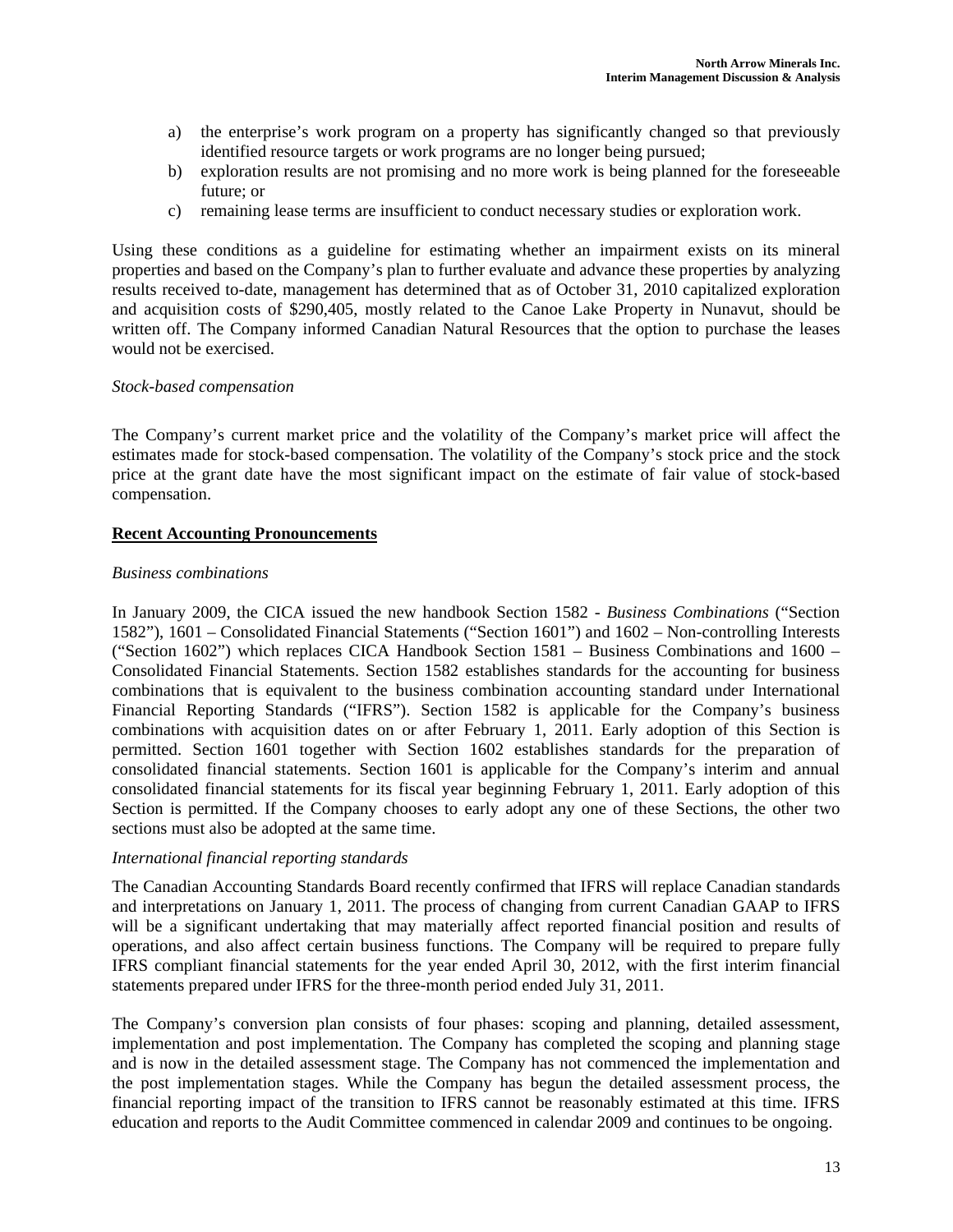a) the enterprise's work program on a property has significantly changed so that previously identified resource targets or work programs are no longer being pursued;
b) exploration results are not promising and no more work is being planned for the foreseeable future; or
c) remaining lease terms are insufficient to conduct necessary studies or exploration work.

Using these conditions as a guideline for estimating whether an impairment exists on its mineral properties and based on the Company's plan to further evaluate and advance these properties by analyzing results received to-date, management has determined that as of October 31, 2010 capitalized exploration and acquisition costs of $290,405, mostly related to the Canoe Lake Property in Nunavut, should be written off. The Company informed Canadian Natural Resources that the option to purchase the leases would not be exercised.

*Stock-based compensation*

The Company's current market price and the volatility of the Company's market price will affect the estimates made for stock-based compensation. The volatility of the Company's stock price and the stock price at the grant date have the most significant impact on the estimate of fair value of stock-based compensation.

**Recent Accounting Pronouncements**

*Business combinations*

In January 2009, the CICA issued the new handbook Section 1582 - *Business Combinations* ("Section 1582"), 1601 – Consolidated Financial Statements ("Section 1601") and 1602 – Non-controlling Interests ("Section 1602") which replaces CICA Handbook Section 1581 – Business Combinations and 1600 – Consolidated Financial Statements. Section 1582 establishes standards for the accounting for business combinations that is equivalent to the business combination accounting standard under International Financial Reporting Standards ("IFRS"). Section 1582 is applicable for the Company's business combinations with acquisition dates on or after February 1, 2011. Early adoption of this Section is permitted. Section 1601 together with Section 1602 establishes standards for the preparation of consolidated financial statements. Section 1601 is applicable for the Company's interim and annual consolidated financial statements for its fiscal year beginning February 1, 2011. Early adoption of this Section is permitted. If the Company chooses to early adopt any one of these Sections, the other two sections must also be adopted at the same time.

*International financial reporting standards*

The Canadian Accounting Standards Board recently confirmed that IFRS will replace Canadian standards and interpretations on January 1, 2011. The process of changing from current Canadian GAAP to IFRS will be a significant undertaking that may materially affect reported financial position and results of operations, and also affect certain business functions. The Company will be required to prepare fully IFRS compliant financial statements for the year ended April 30, 2012, with the first interim financial statements prepared under IFRS for the three-month period ended July 31, 2011.

The Company's conversion plan consists of four phases: scoping and planning, detailed assessment, implementation and post implementation. The Company has completed the scoping and planning stage and is now in the detailed assessment stage. The Company has not commenced the implementation and the post implementation stages. While the Company has begun the detailed assessment process, the financial reporting impact of the transition to IFRS cannot be reasonably estimated at this time. IFRS education and reports to the Audit Committee commenced in calendar 2009 and continues to be ongoing.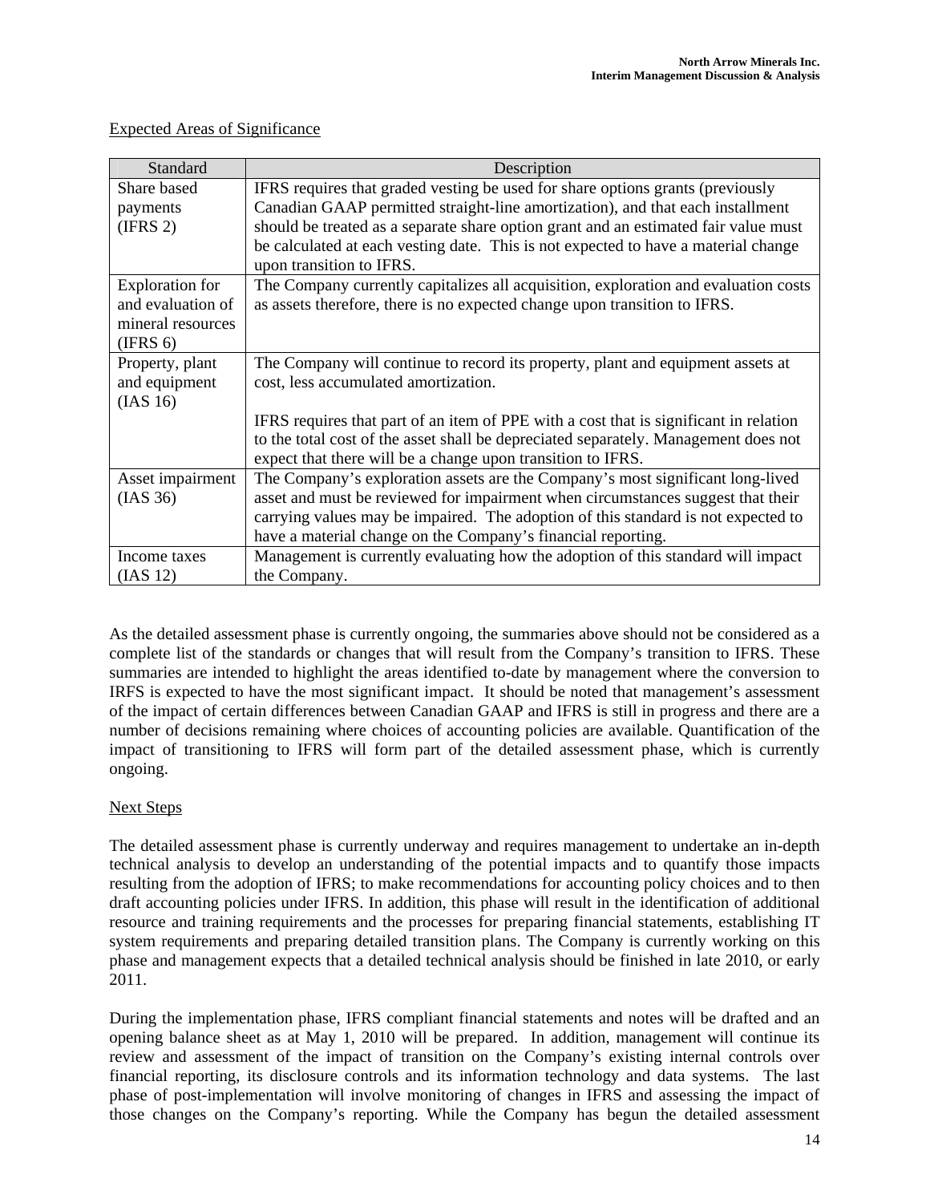Expected Areas of Significance

| Standard | Description |
|---|---|
| Share based payments (IFRS 2) | IFRS requires that graded vesting be used for share options grants (previously Canadian GAAP permitted straight-line amortization), and that each installment should be treated as a separate share option grant and an estimated fair value must be calculated at each vesting date. This is not expected to have a material change upon transition to IFRS. |
| Exploration for and evaluation of mineral resources (IFRS 6) | The Company currently capitalizes all acquisition, exploration and evaluation costs as assets therefore, there is no expected change upon transition to IFRS. |
| Property, plant and equipment (IAS 16) | The Company will continue to record its property, plant and equipment assets at cost, less accumulated amortization.<br><br>IFRS requires that part of an item of PPE with a cost that is significant in relation to the total cost of the asset shall be depreciated separately. Management does not expect that there will be a change upon transition to IFRS. |
| Asset impairment (IAS 36) | The Company's exploration assets are the Company's most significant long-lived asset and must be reviewed for impairment when circumstances suggest that their carrying values may be impaired. The adoption of this standard is not expected to have a material change on the Company's financial reporting. |
| Income taxes (IAS 12) | Management is currently evaluating how the adoption of this standard will impact the Company. |

As the detailed assessment phase is currently ongoing, the summaries above should not be considered as a complete list of the standards or changes that will result from the Company's transition to IFRS. These summaries are intended to highlight the areas identified to-date by management where the conversion to IRFS is expected to have the most significant impact. It should be noted that management's assessment of the impact of certain differences between Canadian GAAP and IFRS is still in progress and there are a number of decisions remaining where choices of accounting policies are available. Quantification of the impact of transitioning to IFRS will form part of the detailed assessment phase, which is currently ongoing.

Next Steps

The detailed assessment phase is currently underway and requires management to undertake an in-depth technical analysis to develop an understanding of the potential impacts and to quantify those impacts resulting from the adoption of IFRS; to make recommendations for accounting policy choices and to then draft accounting policies under IFRS. In addition, this phase will result in the identification of additional resource and training requirements and the processes for preparing financial statements, establishing IT system requirements and preparing detailed transition plans. The Company is currently working on this phase and management expects that a detailed technical analysis should be finished in late 2010, or early 2011.

During the implementation phase, IFRS compliant financial statements and notes will be drafted and an opening balance sheet as at May 1, 2010 will be prepared. In addition, management will continue its review and assessment of the impact of transition on the Company's existing internal controls over financial reporting, its disclosure controls and its information technology and data systems. The last phase of post-implementation will involve monitoring of changes in IFRS and assessing the impact of those changes on the Company's reporting. While the Company has begun the detailed assessment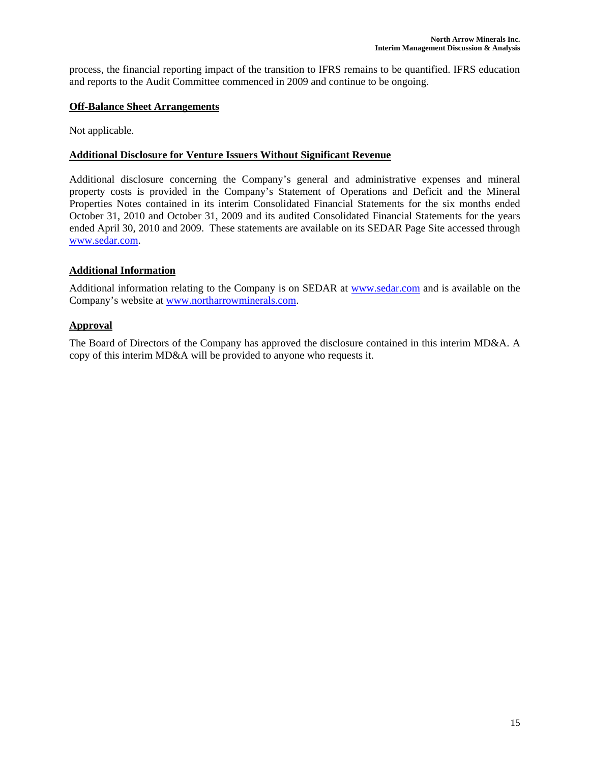process, the financial reporting impact of the transition to IFRS remains to be quantified. IFRS education and reports to the Audit Committee commenced in 2009 and continue to be ongoing.

## Off-Balance Sheet Arrangements

Not applicable.

## Additional Disclosure for Venture Issuers Without Significant Revenue

Additional disclosure concerning the Company's general and administrative expenses and mineral property costs is provided in the Company's Statement of Operations and Deficit and the Mineral Properties Notes contained in its interim Consolidated Financial Statements for the six months ended October 31, 2010 and October 31, 2009 and its audited Consolidated Financial Statements for the years ended April 30, 2010 and 2009. These statements are available on its SEDAR Page Site accessed through www.sedar.com.

## Additional Information

Additional information relating to the Company is on SEDAR at www.sedar.com and is available on the Company's website at www.northarrowminerals.com.

## Approval

The Board of Directors of the Company has approved the disclosure contained in this interim MD&A. A copy of this interim MD&A will be provided to anyone who requests it.